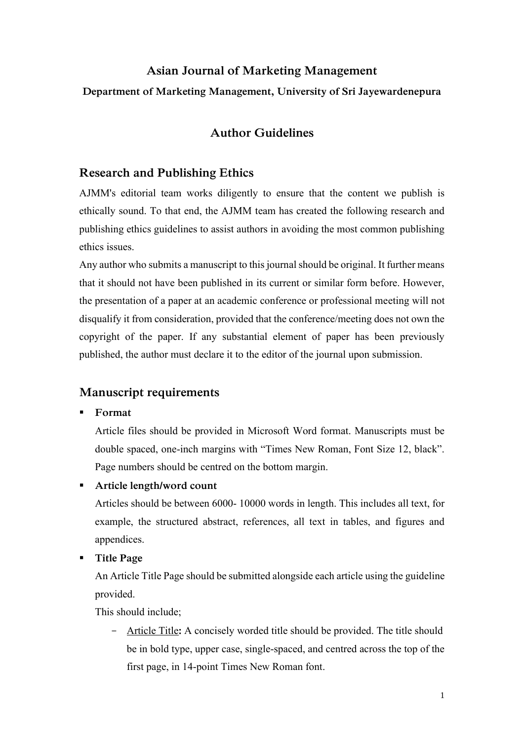# Asian Journal of Marketing Management

**Department of Marketing Management, University of Sri Jayewardenepura**

## Author Guidelines

## Research and Publishing Ethics

AJMM's editorial team works diligently to ensure that the content we publish is ethically sound. To that end, the AJMM team has created the following research and publishing ethics guidelines to assist authors in avoiding the most common publishing ethics issues.

Any author who submits a manuscript to this journal should be original. It further means that it should not have been published in its current or similar form before. However, the presentation of a paper at an academic conference or professional meeting will not disqualify it from consideration, provided that the conference/meeting does not own the copyright of the paper. If any substantial element of paper has been previously published, the author must declare it to the editor of the journal upon submission.

## Manuscript requirements

- **Format**

  Article files should be provided in Microsoft Word format. Manuscripts must be double spaced, one-inch margins with "Times New Roman, Font Size 12, black". Page numbers should be centred on the bottom margin.

- **Article length/word count**

  Articles should be between 6000- 10000 words in length. This includes all text, for example, the structured abstract, references, all text in tables, and figures and appendices.

- **Title Page**

  An Article Title Page should be submitted alongside each article using the guideline provided.

  This should include;

  - Article Title**:** A concisely worded title should be provided. The title should be in bold type, upper case, single-spaced, and centred across the top of the first page, in 14-point Times New Roman font.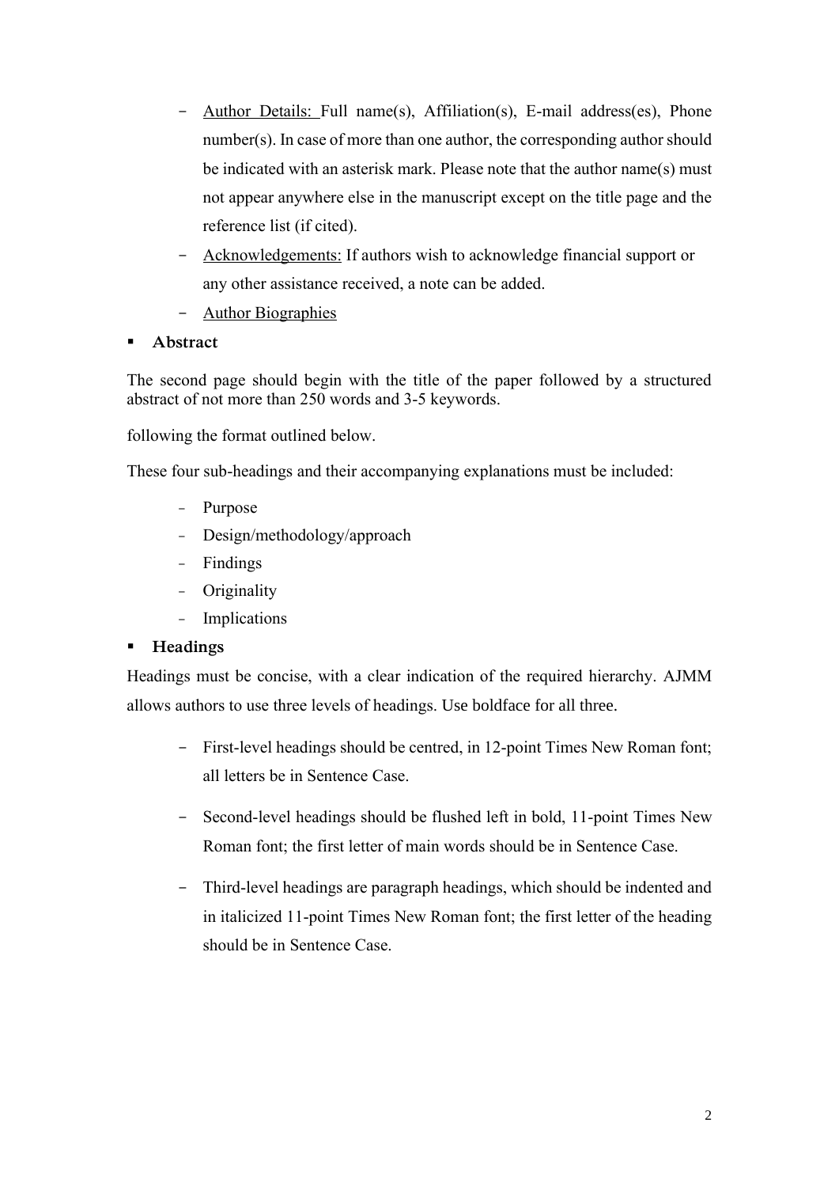- <u>Author Details:</u> Full name(s), Affiliation(s), E-mail address(es), Phone number(s). In case of more than one author, the corresponding author should be indicated with an asterisk mark. Please note that the author name(s) must not appear anywhere else in the manuscript except on the title page and the reference list (if cited).
- <u>Acknowledgements:</u> If authors wish to acknowledge financial support or any other assistance received, a note can be added.
- <u>Author Biographies</u>

- **Abstract**

The second page should begin with the title of the paper followed by a structured abstract of not more than 250 words and 3-5 keywords.

following the format outlined below.

These four sub-headings and their accompanying explanations must be included:

- Purpose
- Design/methodology/approach
- Findings
- Originality
- Implications

- **Headings**

Headings must be concise, with a clear indication of the required hierarchy. AJMM allows authors to use three levels of headings. Use boldface for all three.

- First-level headings should be centred, in 12-point Times New Roman font; all letters be in Sentence Case.

- Second-level headings should be flushed left in bold, 11-point Times New Roman font; the first letter of main words should be in Sentence Case.

- Third-level headings are paragraph headings, which should be indented and in italicized 11-point Times New Roman font; the first letter of the heading should be in Sentence Case.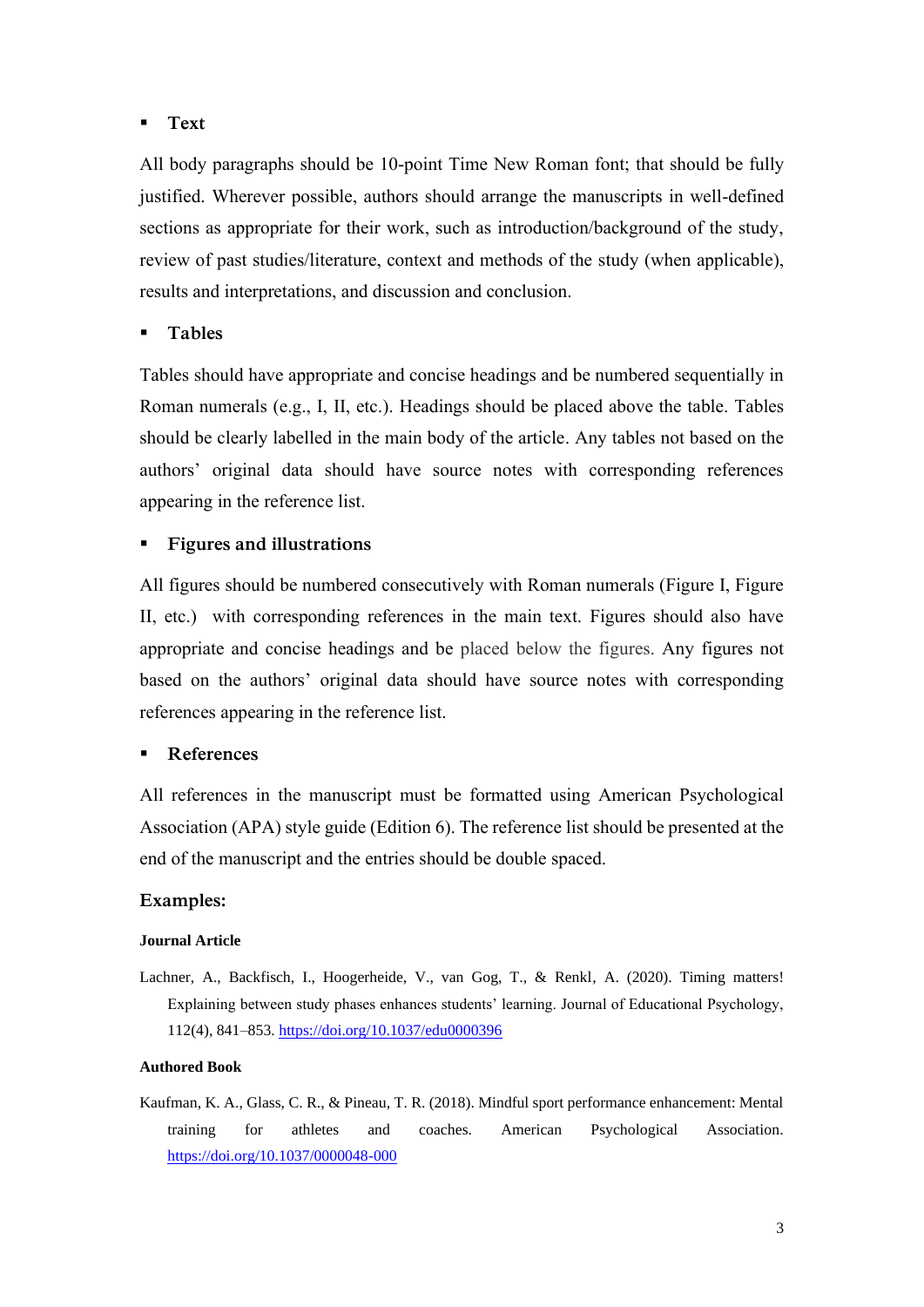- **Text**

All body paragraphs should be 10-point Time New Roman font; that should be fully justified. Wherever possible, authors should arrange the manuscripts in well-defined sections as appropriate for their work, such as introduction/background of the study, review of past studies/literature, context and methods of the study (when applicable), results and interpretations, and discussion and conclusion.

- **Tables**

Tables should have appropriate and concise headings and be numbered sequentially in Roman numerals (e.g., I, II, etc.). Headings should be placed above the table. Tables should be clearly labelled in the main body of the article. Any tables not based on the authors' original data should have source notes with corresponding references appearing in the reference list.

- **Figures and illustrations**

All figures should be numbered consecutively with Roman numerals (Figure I, Figure II, etc.) with corresponding references in the main text. Figures should also have appropriate and concise headings and be placed below the figures. Any figures not based on the authors' original data should have source notes with corresponding references appearing in the reference list.

- **References**

All references in the manuscript must be formatted using American Psychological Association (APA) style guide (Edition 6). The reference list should be presented at the end of the manuscript and the entries should be double spaced.

### Examples:

**Journal Article**

Lachner, A., Backfisch, I., Hoogerheide, V., van Gog, T., & Renkl, A. (2020). Timing matters! Explaining between study phases enhances students' learning. Journal of Educational Psychology, 112(4), 841–853. https://doi.org/10.1037/edu0000396

**Authored Book**

Kaufman, K. A., Glass, C. R., & Pineau, T. R. (2018). Mindful sport performance enhancement: Mental training for athletes and coaches. American Psychological Association. https://doi.org/10.1037/0000048-000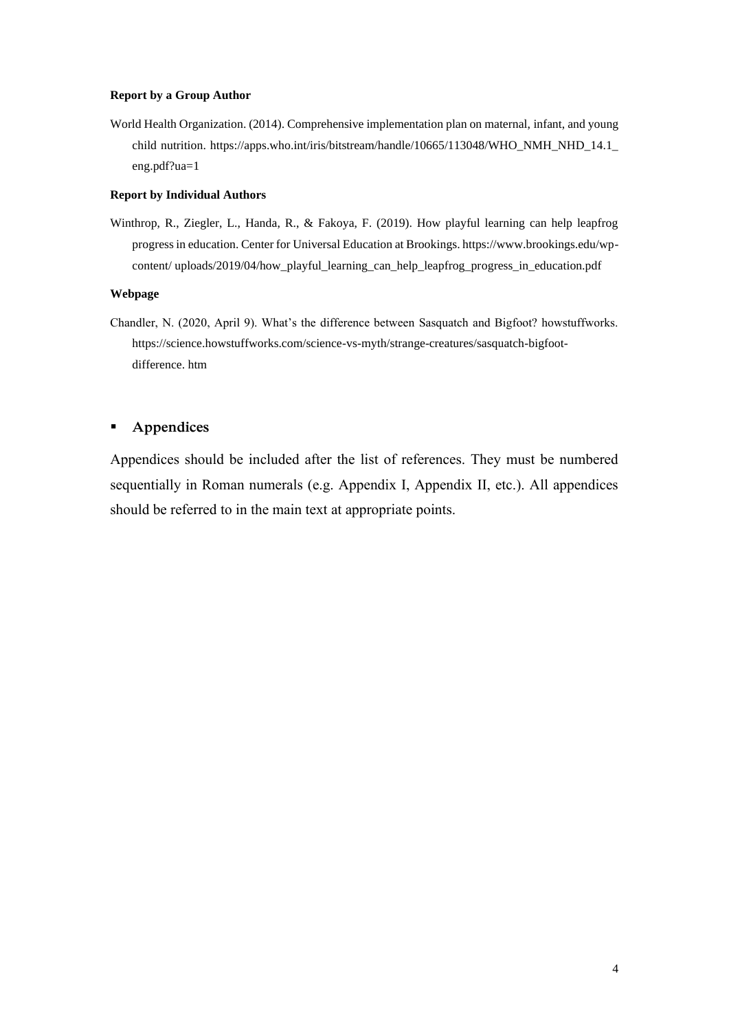**Report by a Group Author**

World Health Organization. (2014). Comprehensive implementation plan on maternal, infant, and young child nutrition. https://apps.who.int/iris/bitstream/handle/10665/113048/WHO_NMH_NHD_14.1_eng.pdf?ua=1

**Report by Individual Authors**

Winthrop, R., Ziegler, L., Handa, R., & Fakoya, F. (2019). How playful learning can help leapfrog progress in education. Center for Universal Education at Brookings. https://www.brookings.edu/wp-content/ uploads/2019/04/how_playful_learning_can_help_leapfrog_progress_in_education.pdf

**Webpage**

Chandler, N. (2020, April 9). What's the difference between Sasquatch and Bigfoot? howstuffworks. https://science.howstuffworks.com/science-vs-myth/strange-creatures/sasquatch-bigfoot-difference. htm

- **Appendices**

Appendices should be included after the list of references. They must be numbered sequentially in Roman numerals (e.g. Appendix I, Appendix II, etc.). All appendices should be referred to in the main text at appropriate points.